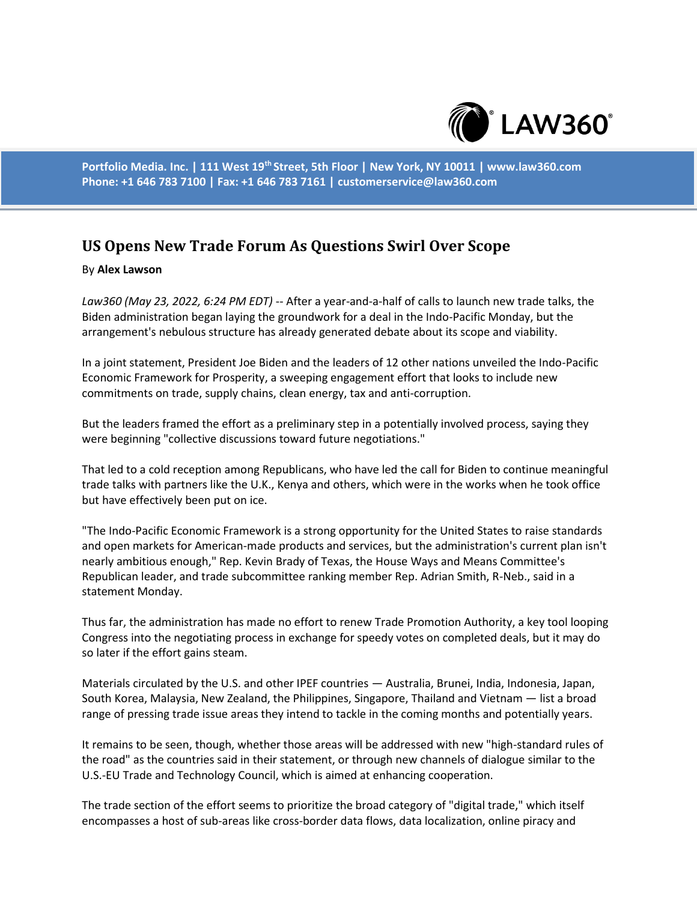Portfolio Media. Inc. | 111 West 19th Street, 5th Floor | New York, NY 10011 | www.law360.com
Phone: +1 646 783 7100 | Fax: +1 646 783 7161 | customerservice@law360.com

# US Opens New Trade Forum As Questions Swirl Over Scope

By **Alex Lawson**

*Law360 (May 23, 2022, 6:24 PM EDT)* -- After a year-and-a-half of calls to launch new trade talks, the Biden administration began laying the groundwork for a deal in the Indo-Pacific Monday, but the arrangement's nebulous structure has already generated debate about its scope and viability.

In a joint statement, President Joe Biden and the leaders of 12 other nations unveiled the Indo-Pacific Economic Framework for Prosperity, a sweeping engagement effort that looks to include new commitments on trade, supply chains, clean energy, tax and anti-corruption.

But the leaders framed the effort as a preliminary step in a potentially involved process, saying they were beginning "collective discussions toward future negotiations."

That led to a cold reception among Republicans, who have led the call for Biden to continue meaningful trade talks with partners like the U.K., Kenya and others, which were in the works when he took office but have effectively been put on ice.

"The Indo-Pacific Economic Framework is a strong opportunity for the United States to raise standards and open markets for American-made products and services, but the administration's current plan isn't nearly ambitious enough," Rep. Kevin Brady of Texas, the House Ways and Means Committee's Republican leader, and trade subcommittee ranking member Rep. Adrian Smith, R-Neb., said in a statement Monday.

Thus far, the administration has made no effort to renew Trade Promotion Authority, a key tool looping Congress into the negotiating process in exchange for speedy votes on completed deals, but it may do so later if the effort gains steam.

Materials circulated by the U.S. and other IPEF countries — Australia, Brunei, India, Indonesia, Japan, South Korea, Malaysia, New Zealand, the Philippines, Singapore, Thailand and Vietnam — list a broad range of pressing trade issue areas they intend to tackle in the coming months and potentially years.

It remains to be seen, though, whether those areas will be addressed with new "high-standard rules of the road" as the countries said in their statement, or through new channels of dialogue similar to the U.S.-EU Trade and Technology Council, which is aimed at enhancing cooperation.

The trade section of the effort seems to prioritize the broad category of "digital trade," which itself encompasses a host of sub-areas like cross-border data flows, data localization, online piracy and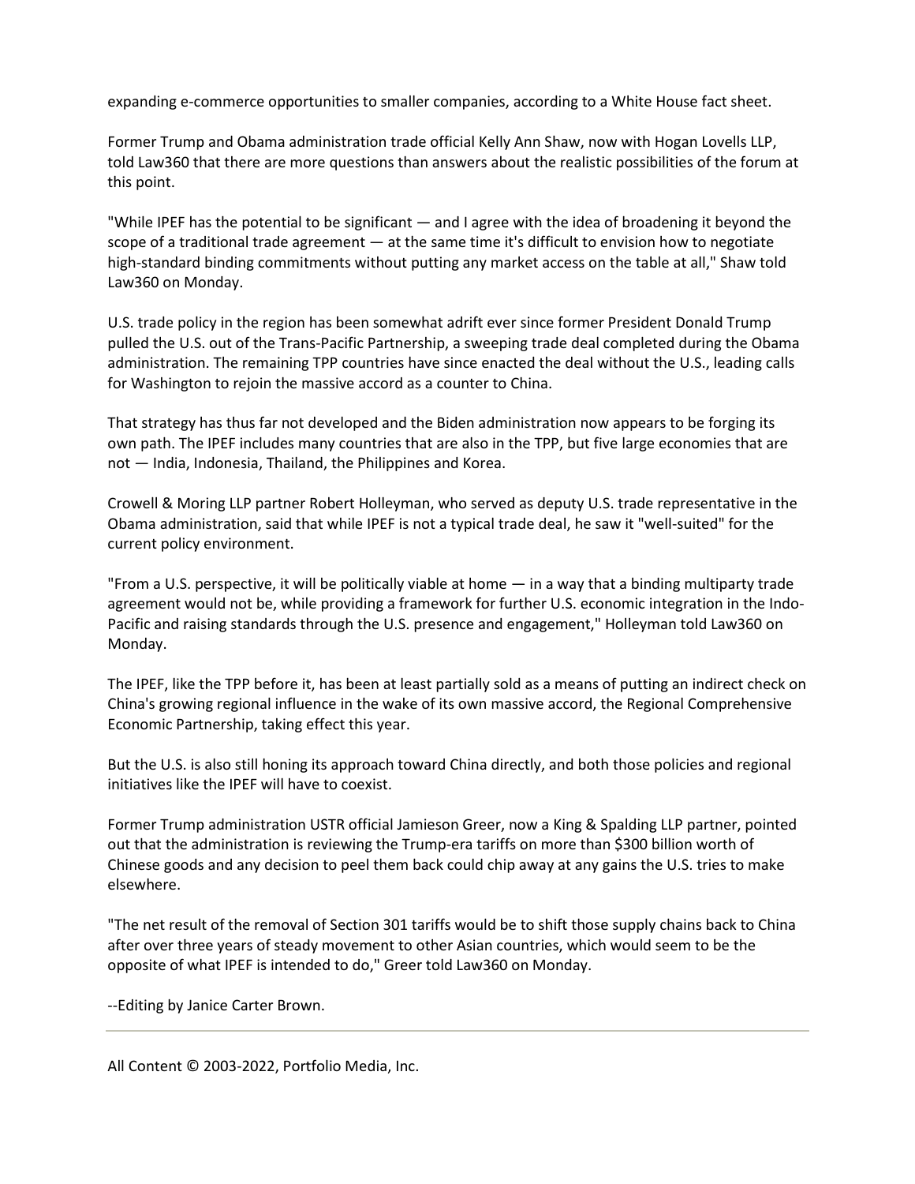expanding e-commerce opportunities to smaller companies, according to a White House fact sheet.

Former Trump and Obama administration trade official Kelly Ann Shaw, now with Hogan Lovells LLP, told Law360 that there are more questions than answers about the realistic possibilities of the forum at this point.

"While IPEF has the potential to be significant — and I agree with the idea of broadening it beyond the scope of a traditional trade agreement — at the same time it's difficult to envision how to negotiate high-standard binding commitments without putting any market access on the table at all," Shaw told Law360 on Monday.

U.S. trade policy in the region has been somewhat adrift ever since former President Donald Trump pulled the U.S. out of the Trans-Pacific Partnership, a sweeping trade deal completed during the Obama administration. The remaining TPP countries have since enacted the deal without the U.S., leading calls for Washington to rejoin the massive accord as a counter to China.

That strategy has thus far not developed and the Biden administration now appears to be forging its own path. The IPEF includes many countries that are also in the TPP, but five large economies that are not — India, Indonesia, Thailand, the Philippines and Korea.

Crowell & Moring LLP partner Robert Holleyman, who served as deputy U.S. trade representative in the Obama administration, said that while IPEF is not a typical trade deal, he saw it "well-suited" for the current policy environment.

"From a U.S. perspective, it will be politically viable at home — in a way that a binding multiparty trade agreement would not be, while providing a framework for further U.S. economic integration in the Indo-Pacific and raising standards through the U.S. presence and engagement," Holleyman told Law360 on Monday.

The IPEF, like the TPP before it, has been at least partially sold as a means of putting an indirect check on China's growing regional influence in the wake of its own massive accord, the Regional Comprehensive Economic Partnership, taking effect this year.

But the U.S. is also still honing its approach toward China directly, and both those policies and regional initiatives like the IPEF will have to coexist.

Former Trump administration USTR official Jamieson Greer, now a King & Spalding LLP partner, pointed out that the administration is reviewing the Trump-era tariffs on more than $300 billion worth of Chinese goods and any decision to peel them back could chip away at any gains the U.S. tries to make elsewhere.

"The net result of the removal of Section 301 tariffs would be to shift those supply chains back to China after over three years of steady movement to other Asian countries, which would seem to be the opposite of what IPEF is intended to do," Greer told Law360 on Monday.

--Editing by Janice Carter Brown.

---

All Content © 2003-2022, Portfolio Media, Inc.